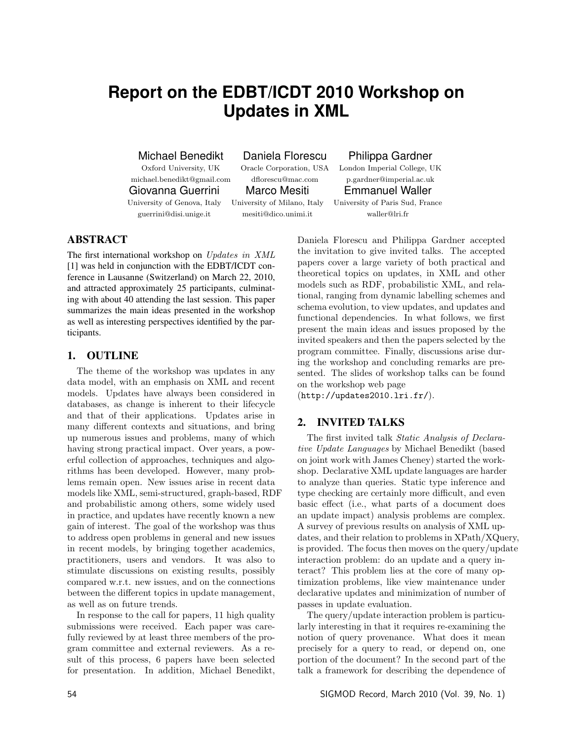# Report on the EDBT/ICDT 2010 Workshop on Updates in XML

Michael Benedikt
Oxford University, UK
michael.benedikt@gmail.com

Daniela Florescu
Oracle Corporation, USA
dflorescu@mac.com

Philippa Gardner
London Imperial College, UK
p.gardner@imperial.ac.uk

Giovanna Guerrini
University of Genova, Italy
guerrini@disi.unige.it

Marco Mesiti
University of Milano, Italy
mesiti@dico.unimi.it

Emmanuel Waller
University of Paris Sud, France
waller@lri.fr

## ABSTRACT

The first international workshop on *Updates in XML* [1] was held in conjunction with the EDBT/ICDT conference in Lausanne (Switzerland) on March 22, 2010, and attracted approximately 25 participants, culminating with about 40 attending the last session. This paper summarizes the main ideas presented in the workshop as well as interesting perspectives identified by the participants.

## 1. OUTLINE

The theme of the workshop was updates in any data model, with an emphasis on XML and recent models. Updates have always been considered in databases, as change is inherent to their lifecycle and that of their applications. Updates arise in many different contexts and situations, and bring up numerous issues and problems, many of which having strong practical impact. Over years, a powerful collection of approaches, techniques and algorithms has been developed. However, many problems remain open. New issues arise in recent data models like XML, semi-structured, graph-based, RDF and probabilistic among others, some widely used in practice, and updates have recently known a new gain of interest. The goal of the workshop was thus to address open problems in general and new issues in recent models, by bringing together academics, practitioners, users and vendors. It was also to stimulate discussions on existing results, possibly compared w.r.t. new issues, and on the connections between the different topics in update management, as well as on future trends.

In response to the call for papers, 11 high quality submissions were received. Each paper was carefully reviewed by at least three members of the program committee and external reviewers. As a result of this process, 6 papers have been selected for presentation. In addition, Michael Benedikt, Daniela Florescu and Philippa Gardner accepted the invitation to give invited talks. The accepted papers cover a large variety of both practical and theoretical topics on updates, in XML and other models such as RDF, probabilistic XML, and relational, ranging from dynamic labelling schemes and schema evolution, to view updates, and updates and functional dependencies. In what follows, we first present the main ideas and issues proposed by the invited speakers and then the papers selected by the program committee. Finally, discussions arise during the workshop and concluding remarks are presented. The slides of workshop talks can be found on the workshop web page (`http://updates2010.lri.fr/`).

## 2. INVITED TALKS

The first invited talk *Static Analysis of Declarative Update Languages* by Michael Benedikt (based on joint work with James Cheney) started the workshop. Declarative XML update languages are harder to analyze than queries. Static type inference and type checking are certainly more difficult, and even basic effect (i.e., what parts of a document does an update impact) analysis problems are complex. A survey of previous results on analysis of XML updates, and their relation to problems in XPath/XQuery, is provided. The focus then moves on the query/update interaction problem: do an update and a query interact? This problem lies at the core of many optimization problems, like view maintenance under declarative updates and minimization of number of passes in update evaluation.

The query/update interaction problem is particularly interesting in that it requires re-examining the notion of query provenance. What does it mean precisely for a query to read, or depend on, one portion of the document? In the second part of the talk a framework for describing the dependence of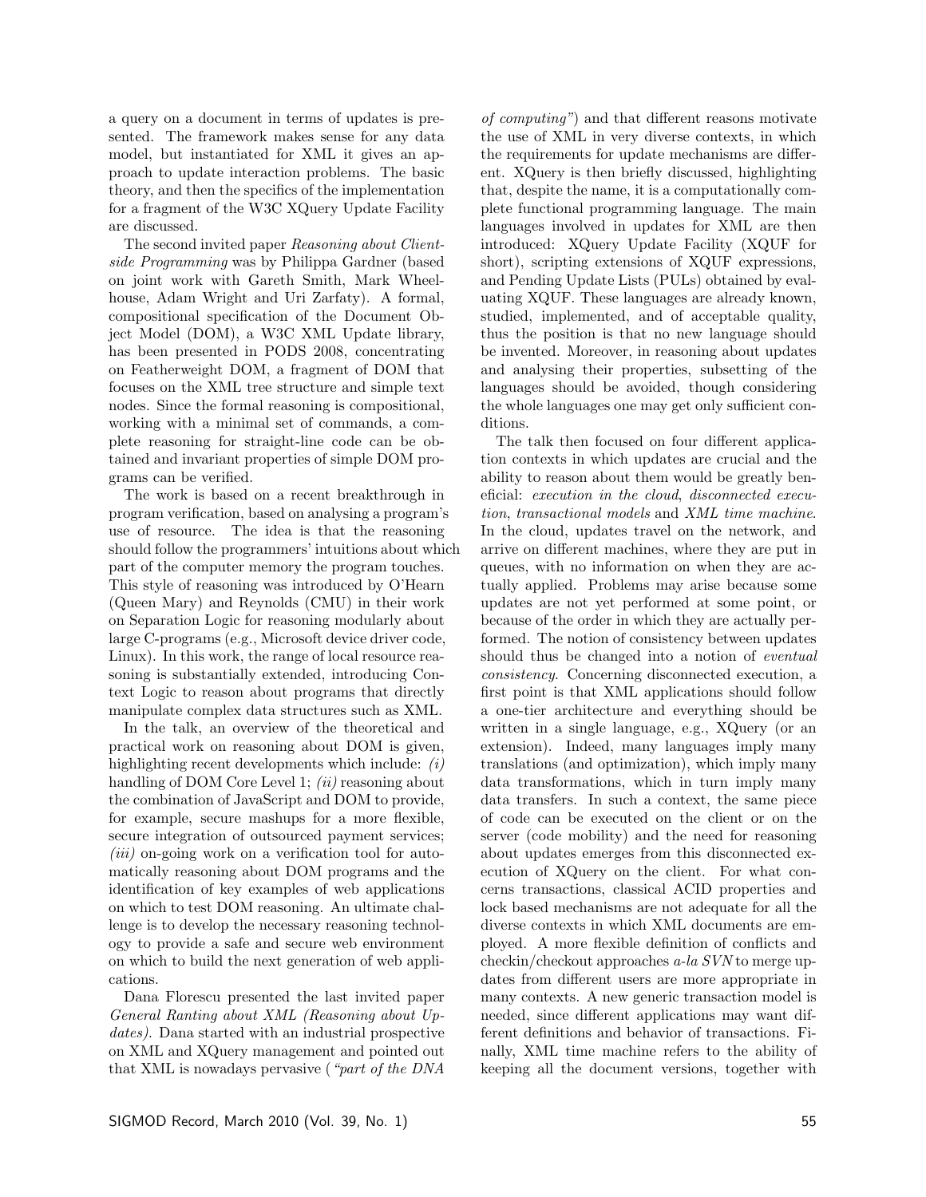a query on a document in terms of updates is presented. The framework makes sense for any data model, but instantiated for XML it gives an approach to update interaction problems. The basic theory, and then the specifics of the implementation for a fragment of the W3C XQuery Update Facility are discussed.

The second invited paper *Reasoning about Client-side Programming* was by Philippa Gardner (based on joint work with Gareth Smith, Mark Wheelhouse, Adam Wright and Uri Zarfaty). A formal, compositional specification of the Document Object Model (DOM), a W3C XML Update library, has been presented in PODS 2008, concentrating on Featherweight DOM, a fragment of DOM that focuses on the XML tree structure and simple text nodes. Since the formal reasoning is compositional, working with a minimal set of commands, a complete reasoning for straight-line code can be obtained and invariant properties of simple DOM programs can be verified.

The work is based on a recent breakthrough in program verification, based on analysing a program's use of resource. The idea is that the reasoning should follow the programmers' intuitions about which part of the computer memory the program touches. This style of reasoning was introduced by O'Hearn (Queen Mary) and Reynolds (CMU) in their work on Separation Logic for reasoning modularly about large C-programs (e.g., Microsoft device driver code, Linux). In this work, the range of local resource reasoning is substantially extended, introducing Context Logic to reason about programs that directly manipulate complex data structures such as XML.

In the talk, an overview of the theoretical and practical work on reasoning about DOM is given, highlighting recent developments which include: *(i)* handling of DOM Core Level 1; *(ii)* reasoning about the combination of JavaScript and DOM to provide, for example, secure mashups for a more flexible, secure integration of outsourced payment services; *(iii)* on-going work on a verification tool for automatically reasoning about DOM programs and the identification of key examples of web applications on which to test DOM reasoning. An ultimate challenge is to develop the necessary reasoning technology to provide a safe and secure web environment on which to build the next generation of web applications.

Dana Florescu presented the last invited paper *General Ranting about XML (Reasoning about Updates)*. Dana started with an industrial prospective on XML and XQuery management and pointed out that XML is nowadays pervasive (*"part of the DNA of computing"*) and that different reasons motivate the use of XML in very diverse contexts, in which the requirements for update mechanisms are different. XQuery is then briefly discussed, highlighting that, despite the name, it is a computationally complete functional programming language. The main languages involved in updates for XML are then introduced: XQuery Update Facility (XQUF for short), scripting extensions of XQUF expressions, and Pending Update Lists (PULs) obtained by evaluating XQUF. These languages are already known, studied, implemented, and of acceptable quality, thus the position is that no new language should be invented. Moreover, in reasoning about updates and analysing their properties, subsetting of the languages should be avoided, though considering the whole languages one may get only sufficient conditions.

The talk then focused on four different application contexts in which updates are crucial and the ability to reason about them would be greatly beneficial: *execution in the cloud*, *disconnected execution*, *transactional models* and *XML time machine*. In the cloud, updates travel on the network, and arrive on different machines, where they are put in queues, with no information on when they are actually applied. Problems may arise because some updates are not yet performed at some point, or because of the order in which they are actually performed. The notion of consistency between updates should thus be changed into a notion of *eventual consistency*. Concerning disconnected execution, a first point is that XML applications should follow a one-tier architecture and everything should be written in a single language, e.g., XQuery (or an extension). Indeed, many languages imply many translations (and optimization), which imply many data transformations, which in turn imply many data transfers. In such a context, the same piece of code can be executed on the client or on the server (code mobility) and the need for reasoning about updates emerges from this disconnected execution of XQuery on the client. For what concerns transactions, classical ACID properties and lock based mechanisms are not adequate for all the diverse contexts in which XML documents are employed. A more flexible definition of conflicts and checkin/checkout approaches *a-la SVN* to merge updates from different users are more appropriate in many contexts. A new generic transaction model is needed, since different applications may want different definitions and behavior of transactions. Finally, XML time machine refers to the ability of keeping all the document versions, together with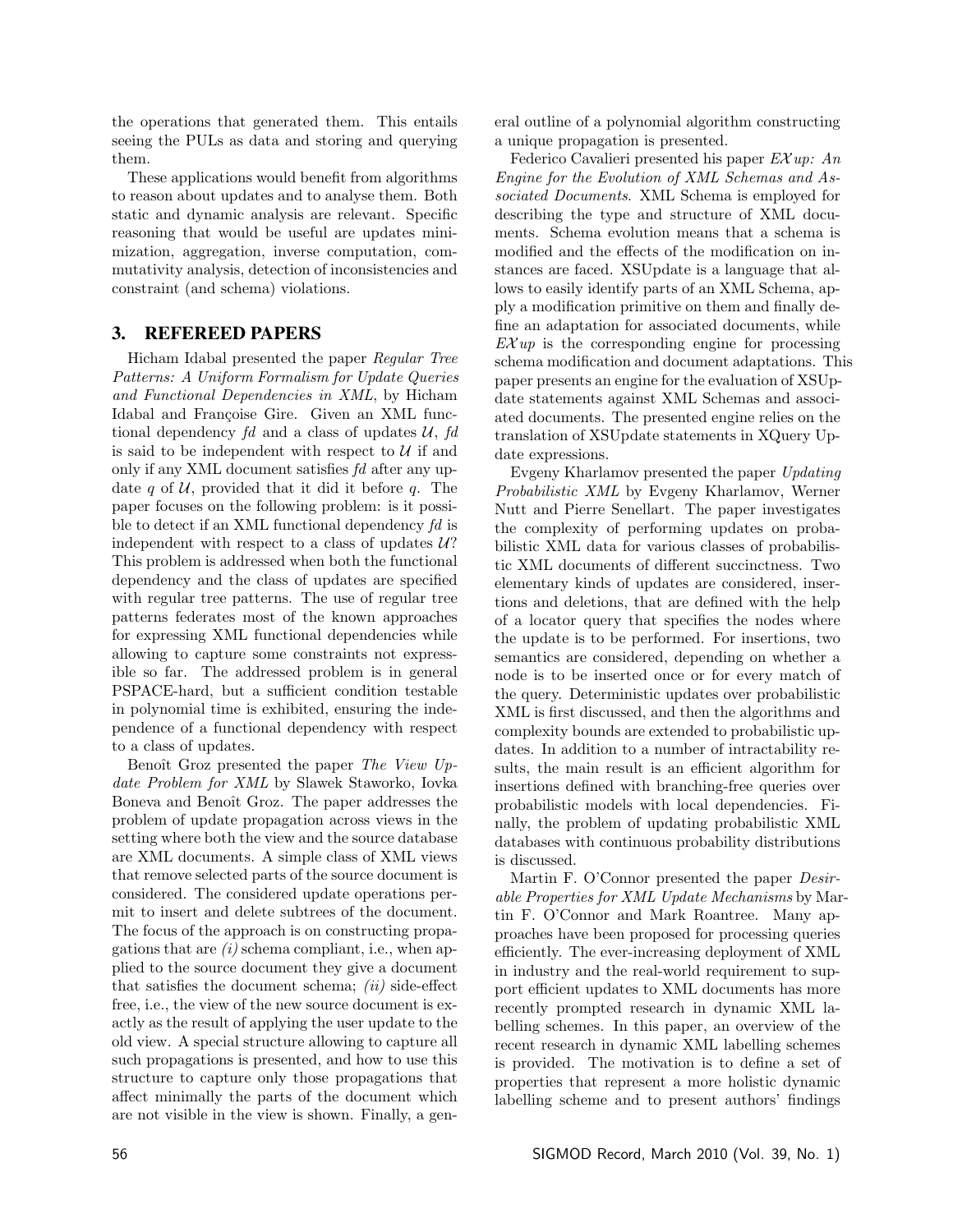the operations that generated them. This entails seeing the PULs as data and storing and querying them.

These applications would benefit from algorithms to reason about updates and to analyse them. Both static and dynamic analysis are relevant. Specific reasoning that would be useful are updates minimization, aggregation, inverse computation, commutativity analysis, detection of inconsistencies and constraint (and schema) violations.

## 3. REFEREED PAPERS

Hicham Idabal presented the paper *Regular Tree Patterns: A Uniform Formalism for Update Queries and Functional Dependencies in XML*, by Hicham Idabal and Françoise Gire. Given an XML functional dependency *fd* and a class of updates $\mathcal{U}$, *fd* is said to be independent with respect to $\mathcal{U}$ if and only if any XML document satisfies *fd* after any update $q$ of $\mathcal{U}$, provided that it did it before $q$. The paper focuses on the following problem: is it possible to detect if an XML functional dependency *fd* is independent with respect to a class of updates $\mathcal{U}$? This problem is addressed when both the functional dependency and the class of updates are specified with regular tree patterns. The use of regular tree patterns federates most of the known approaches for expressing XML functional dependencies while allowing to capture some constraints not expressible so far. The addressed problem is in general PSPACE-hard, but a sufficient condition testable in polynomial time is exhibited, ensuring the independence of a functional dependency with respect to a class of updates.

Benoît Groz presented the paper *The View Update Problem for XML* by Slawek Staworko, Iovka Boneva and Benoît Groz. The paper addresses the problem of update propagation across views in the setting where both the view and the source database are XML documents. A simple class of XML views that remove selected parts of the source document is considered. The considered update operations permit to insert and delete subtrees of the document. The focus of the approach is on constructing propagations that are *(i)* schema compliant, i.e., when applied to the source document they give a document that satisfies the document schema; *(ii)* side-effect free, i.e., the view of the new source document is exactly as the result of applying the user update to the old view. A special structure allowing to capture all such propagations is presented, and how to use this structure to capture only those propagations that affect minimally the parts of the document which are not visible in the view is shown. Finally, a general outline of a polynomial algorithm constructing a unique propagation is presented.

Federico Cavalieri presented his paper *$\mathcal{EX}up$: An Engine for the Evolution of XML Schemas and Associated Documents*. XML Schema is employed for describing the type and structure of XML documents. Schema evolution means that a schema is modified and the effects of the modification on instances are faced. XSUpdate is a language that allows to easily identify parts of an XML Schema, apply a modification primitive on them and finally define an adaptation for associated documents, while $\mathcal{EX}up$ is the corresponding engine for processing schema modification and document adaptations. This paper presents an engine for the evaluation of XSUpdate statements against XML Schemas and associated documents. The presented engine relies on the translation of XSUpdate statements in XQuery Update expressions.

Evgeny Kharlamov presented the paper *Updating Probabilistic XML* by Evgeny Kharlamov, Werner Nutt and Pierre Senellart. The paper investigates the complexity of performing updates on probabilistic XML data for various classes of probabilistic XML documents of different succinctness. Two elementary kinds of updates are considered, insertions and deletions, that are defined with the help of a locator query that specifies the nodes where the update is to be performed. For insertions, two semantics are considered, depending on whether a node is to be inserted once or for every match of the query. Deterministic updates over probabilistic XML is first discussed, and then the algorithms and complexity bounds are extended to probabilistic updates. In addition to a number of intractability results, the main result is an efficient algorithm for insertions defined with branching-free queries over probabilistic models with local dependencies. Finally, the problem of updating probabilistic XML databases with continuous probability distributions is discussed.

Martin F. O'Connor presented the paper *Desirable Properties for XML Update Mechanisms* by Martin F. O'Connor and Mark Roantree. Many approaches have been proposed for processing queries efficiently. The ever-increasing deployment of XML in industry and the real-world requirement to support efficient updates to XML documents has more recently prompted research in dynamic XML labelling schemes. In this paper, an overview of the recent research in dynamic XML labelling schemes is provided. The motivation is to define a set of properties that represent a more holistic dynamic labelling scheme and to present authors' findings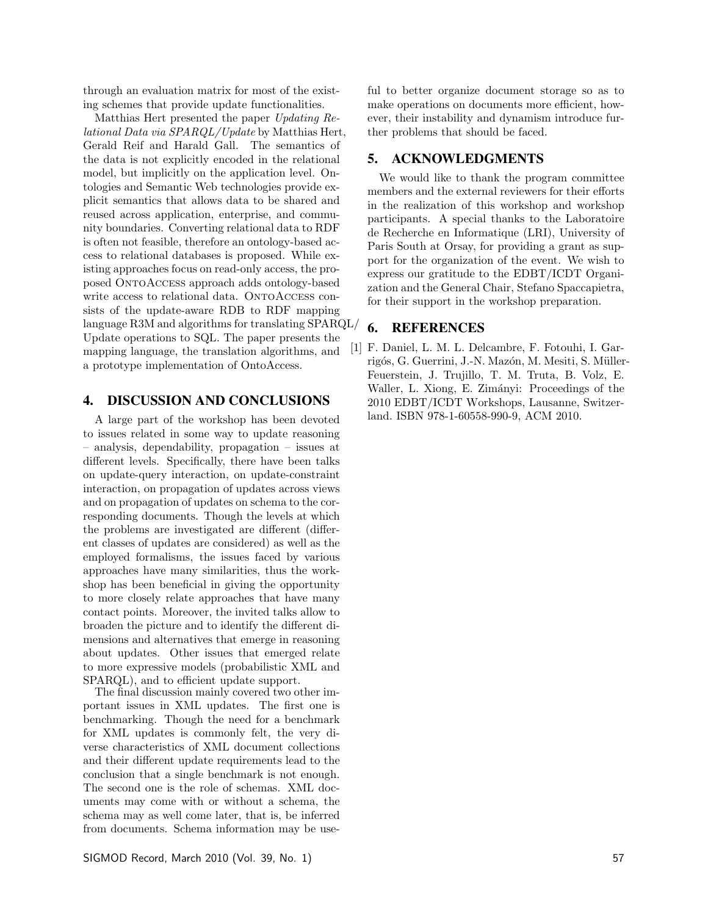through an evaluation matrix for most of the existing schemes that provide update functionalities.

Matthias Hert presented the paper *Updating Relational Data via SPARQL/Update* by Matthias Hert, Gerald Reif and Harald Gall. The semantics of the data is not explicitly encoded in the relational model, but implicitly on the application level. Ontologies and Semantic Web technologies provide explicit semantics that allows data to be shared and reused across application, enterprise, and community boundaries. Converting relational data to RDF is often not feasible, therefore an ontology-based access to relational databases is proposed. While existing approaches focus on read-only access, the proposed OntoAccess approach adds ontology-based write access to relational data. OntoAccess consists of the update-aware RDB to RDF mapping language R3M and algorithms for translating SPARQL/Update operations to SQL. The paper presents the mapping language, the translation algorithms, and a prototype implementation of OntoAccess.

## 4. DISCUSSION AND CONCLUSIONS

A large part of the workshop has been devoted to issues related in some way to update reasoning – analysis, dependability, propagation – issues at different levels. Specifically, there have been talks on update-query interaction, on update-constraint interaction, on propagation of updates across views and on propagation of updates on schema to the corresponding documents. Though the levels at which the problems are investigated are different (different classes of updates are considered) as well as the employed formalisms, the issues faced by various approaches have many similarities, thus the workshop has been beneficial in giving the opportunity to more closely relate approaches that have many contact points. Moreover, the invited talks allow to broaden the picture and to identify the different dimensions and alternatives that emerge in reasoning about updates. Other issues that emerged relate to more expressive models (probabilistic XML and SPARQL), and to efficient update support.

The final discussion mainly covered two other important issues in XML updates. The first one is benchmarking. Though the need for a benchmark for XML updates is commonly felt, the very diverse characteristics of XML document collections and their different update requirements lead to the conclusion that a single benchmark is not enough. The second one is the role of schemas. XML documents may come with or without a schema, the schema may as well come later, that is, be inferred from documents. Schema information may be useful to better organize document storage so as to make operations on documents more efficient, however, their instability and dynamism introduce further problems that should be faced.

## 5. ACKNOWLEDGMENTS

We would like to thank the program committee members and the external reviewers for their efforts in the realization of this workshop and workshop participants. A special thanks to the Laboratoire de Recherche en Informatique (LRI), University of Paris South at Orsay, for providing a grant as support for the organization of the event. We wish to express our gratitude to the EDBT/ICDT Organization and the General Chair, Stefano Spaccapietra, for their support in the workshop preparation.

## 6. REFERENCES

[1] F. Daniel, L. M. L. Delcambre, F. Fotouhi, I. Garrigós, G. Guerrini, J.-N. Mazón, M. Mesiti, S. Müller-Feuerstein, J. Trujillo, T. M. Truta, B. Volz, E. Waller, L. Xiong, E. Zimányi: Proceedings of the 2010 EDBT/ICDT Workshops, Lausanne, Switzerland. ISBN 978-1-60558-990-9, ACM 2010.